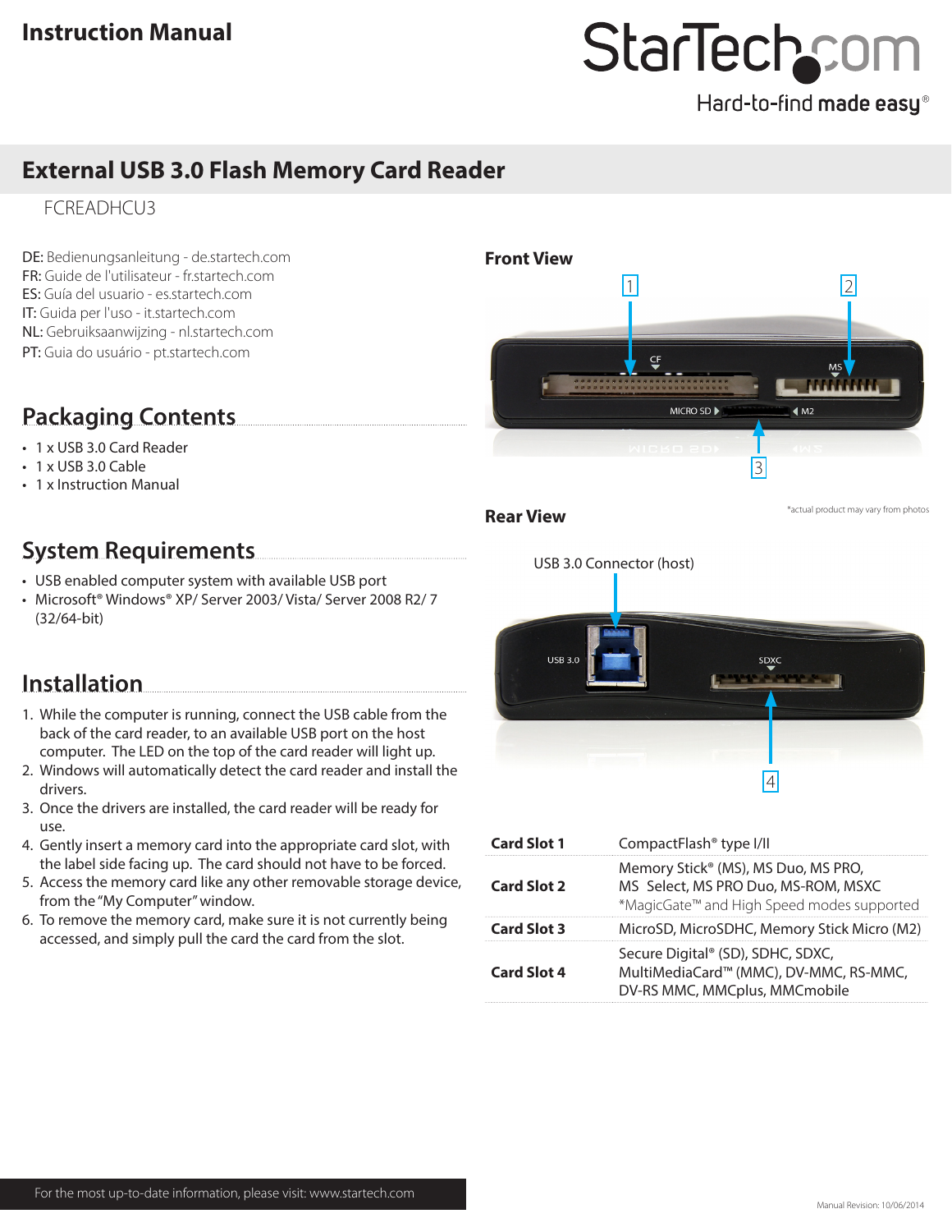Instruction Manual

# External USB 3.0 Flash Memory Card Reader

FCREADHCU3

DE: Bedienungsanleitung - de.startech.com
FR: Guide de l'utilisateur - fr.startech.com
ES: Guía del usuario - es.startech.com
IT: Guida per l'uso - it.startech.com
NL: Gebruiksaanwijzing - nl.startech.com
PT: Guia do usuário - pt.startech.com

## Packaging Contents

- 1 x USB 3.0 Card Reader
- 1 x USB 3.0 Cable
- 1 x Instruction Manual

## System Requirements

- USB enabled computer system with available USB port
- Microsoft® Windows® XP/ Server 2003/ Vista/ Server 2008 R2/ 7 (32/64-bit)

## Installation

1. While the computer is running, connect the USB cable from the back of the card reader, to an available USB port on the host computer. The LED on the top of the card reader will light up.
2. Windows will automatically detect the card reader and install the drivers.
3. Once the drivers are installed, the card reader will be ready for use.
4. Gently insert a memory card into the appropriate card slot, with the label side facing up. The card should not have to be forced.
5. Access the memory card like any other removable storage device, from the "My Computer" window.
6. To remove the memory card, make sure it is not currently being accessed, and simply pull the card the card from the slot.

## Front View

1 CF
2 MS
3 MICRO SD / M2

## Rear View

*actual product may vary from photos

USB 3.0 Connector (host)

4 SDXC

| | |
|---|---|
| **Card Slot 1** | CompactFlash® type I/II |
| **Card Slot 2** | Memory Stick® (MS), MS Duo, MS PRO, MS Select, MS PRO Duo, MS-ROM, MSXC *MagicGate™ and High Speed modes supported |
| **Card Slot 3** | MicroSD, MicroSDHC, Memory Stick Micro (M2) |
| **Card Slot 4** | Secure Digital® (SD), SDHC, SDXC, MultiMediaCard™ (MMC), DV-MMC, RS-MMC, DV-RS MMC, MMCplus, MMCmobile |

For the most up-to-date information, please visit: www.startech.com

Manual Revision: 10/06/2014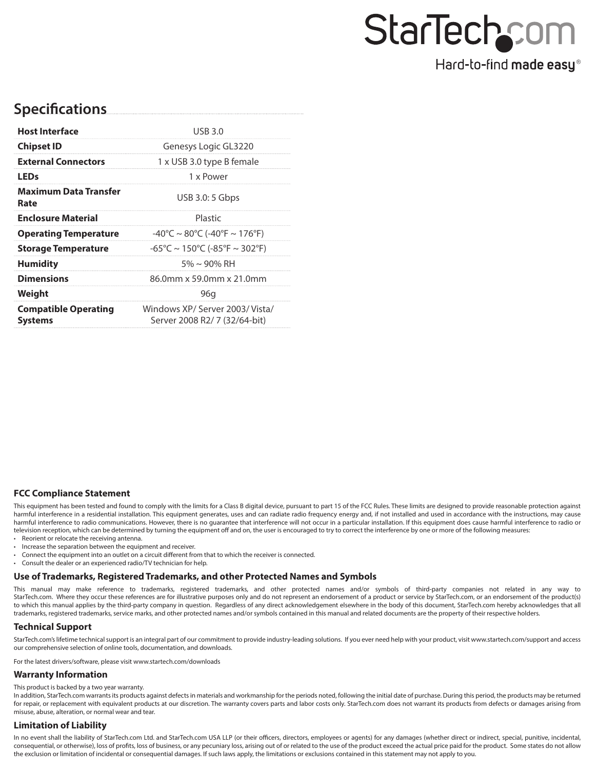## Specifications

| | |
|---|---|
| **Host Interface** | USB 3.0 |
| **Chipset ID** | Genesys Logic GL3220 |
| **External Connectors** | 1 x USB 3.0 type B female |
| **LEDs** | 1 x Power |
| **Maximum Data Transfer Rate** | USB 3.0: 5 Gbps |
| **Enclosure Material** | Plastic |
| **Operating Temperature** | -40°C ~ 80°C (-40°F ~ 176°F) |
| **Storage Temperature** | -65°C ~ 150°C (-85°F ~ 302°F) |
| **Humidity** | 5% ~ 90% RH |
| **Dimensions** | 86.0mm x 59.0mm x 21.0mm |
| **Weight** | 96g |
| **Compatible Operating Systems** | Windows XP/ Server 2003/ Vista/ Server 2008 R2/ 7 (32/64-bit) |

### FCC Compliance Statement

This equipment has been tested and found to comply with the limits for a Class B digital device, pursuant to part 15 of the FCC Rules. These limits are designed to provide reasonable protection against harmful interference in a residential installation. This equipment generates, uses and can radiate radio frequency energy and, if not installed and used in accordance with the instructions, may cause harmful interference to radio communications. However, there is no guarantee that interference will not occur in a particular installation. If this equipment does cause harmful interference to radio or television reception, which can be determined by turning the equipment off and on, the user is encouraged to try to correct the interference by one or more of the following measures:

- Reorient or relocate the receiving antenna.
- Increase the separation between the equipment and receiver.
- Connect the equipment into an outlet on a circuit different from that to which the receiver is connected.
- Consult the dealer or an experienced radio/TV technician for help.

### Use of Trademarks, Registered Trademarks, and other Protected Names and Symbols

This manual may make reference to trademarks, registered trademarks, and other protected names and/or symbols of third-party companies not related in any way to StarTech.com. Where they occur these references are for illustrative purposes only and do not represent an endorsement of a product or service by StarTech.com, or an endorsement of the product(s) to which this manual applies by the third-party company in question. Regardless of any direct acknowledgement elsewhere in the body of this document, StarTech.com hereby acknowledges that all trademarks, registered trademarks, service marks, and other protected names and/or symbols contained in this manual and related documents are the property of their respective holders.

### Technical Support

StarTech.com's lifetime technical support is an integral part of our commitment to provide industry-leading solutions. If you ever need help with your product, visit www.startech.com/support and access our comprehensive selection of online tools, documentation, and downloads.

For the latest drivers/software, please visit www.startech.com/downloads

### Warranty Information

This product is backed by a two year warranty.

In addition, StarTech.com warrants its products against defects in materials and workmanship for the periods noted, following the initial date of purchase. During this period, the products may be returned for repair, or replacement with equivalent products at our discretion. The warranty covers parts and labor costs only. StarTech.com does not warrant its products from defects or damages arising from misuse, abuse, alteration, or normal wear and tear.

### Limitation of Liability

In no event shall the liability of StarTech.com Ltd. and StarTech.com USA LLP (or their officers, directors, employees or agents) for any damages (whether direct or indirect, special, punitive, incidental, consequential, or otherwise), loss of profits, loss of business, or any pecuniary loss, arising out of or related to the use of the product exceed the actual price paid for the product. Some states do not allow the exclusion or limitation of incidental or consequential damages. If such laws apply, the limitations or exclusions contained in this statement may not apply to you.